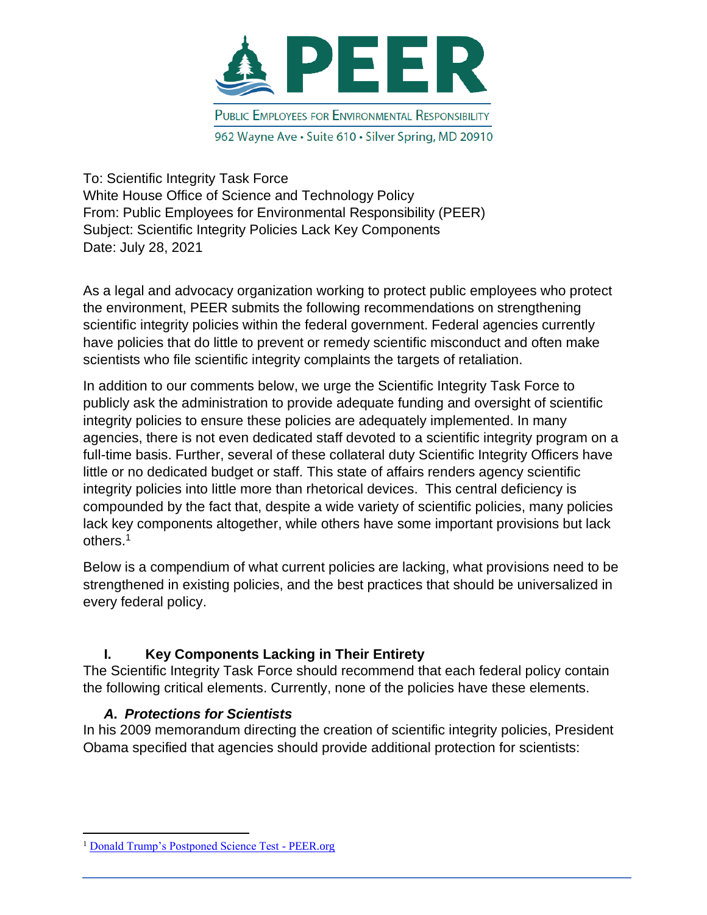# PEER

PUBLIC EMPLOYEES FOR ENVIRONMENTAL RESPONSIBILITY

962 Wayne Ave • Suite 610 • Silver Spring, MD 20910

To: Scientific Integrity Task Force
White House Office of Science and Technology Policy
From: Public Employees for Environmental Responsibility (PEER)
Subject: Scientific Integrity Policies Lack Key Components
Date: July 28, 2021

As a legal and advocacy organization working to protect public employees who protect the environment, PEER submits the following recommendations on strengthening scientific integrity policies within the federal government. Federal agencies currently have policies that do little to prevent or remedy scientific misconduct and often make scientists who file scientific integrity complaints the targets of retaliation.

In addition to our comments below, we urge the Scientific Integrity Task Force to publicly ask the administration to provide adequate funding and oversight of scientific integrity policies to ensure these policies are adequately implemented. In many agencies, there is not even dedicated staff devoted to a scientific integrity program on a full-time basis. Further, several of these collateral duty Scientific Integrity Officers have little or no dedicated budget or staff. This state of affairs renders agency scientific integrity policies into little more than rhetorical devices. This central deficiency is compounded by the fact that, despite a wide variety of scientific policies, many policies lack key components altogether, while others have some important provisions but lack others.[1]

Below is a compendium of what current policies are lacking, what provisions need to be strengthened in existing policies, and the best practices that should be universalized in every federal policy.

## I. Key Components Lacking in Their Entirety

The Scientific Integrity Task Force should recommend that each federal policy contain the following critical elements. Currently, none of the policies have these elements.

### *A. Protections for Scientists*

In his 2009 memorandum directing the creation of scientific integrity policies, President Obama specified that agencies should provide additional protection for scientists:

[1] Donald Trump's Postponed Science Test - PEER.org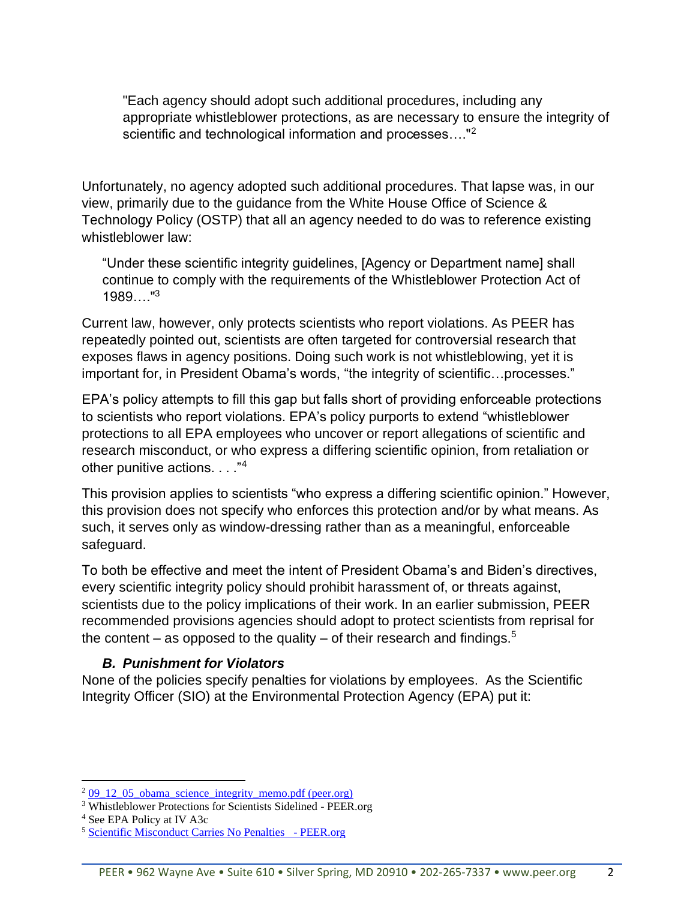> "Each agency should adopt such additional procedures, including any appropriate whistleblower protections, as are necessary to ensure the integrity of scientific and technological information and processes…."[2]

Unfortunately, no agency adopted such additional procedures. That lapse was, in our view, primarily due to the guidance from the White House Office of Science & Technology Policy (OSTP) that all an agency needed to do was to reference existing whistleblower law:

> "Under these scientific integrity guidelines, [Agency or Department name] shall continue to comply with the requirements of the Whistleblower Protection Act of 1989…."[3]

Current law, however, only protects scientists who report violations. As PEER has repeatedly pointed out, scientists are often targeted for controversial research that exposes flaws in agency positions. Doing such work is not whistleblowing, yet it is important for, in President Obama's words, "the integrity of scientific…processes."

EPA's policy attempts to fill this gap but falls short of providing enforceable protections to scientists who report violations. EPA's policy purports to extend "whistleblower protections to all EPA employees who uncover or report allegations of scientific and research misconduct, or who express a differing scientific opinion, from retaliation or other punitive actions. . . ."[4]

This provision applies to scientists "who express a differing scientific opinion." However, this provision does not specify who enforces this protection and/or by what means. As such, it serves only as window-dressing rather than as a meaningful, enforceable safeguard.

To both be effective and meet the intent of President Obama's and Biden's directives, every scientific integrity policy should prohibit harassment of, or threats against, scientists due to the policy implications of their work. In an earlier submission, PEER recommended provisions agencies should adopt to protect scientists from reprisal for the content – as opposed to the quality – of their research and findings.[5]

### *B. Punishment for Violators*

None of the policies specify penalties for violations by employees. As the Scientific Integrity Officer (SIO) at the Environmental Protection Agency (EPA) put it:

---

[2] 09_12_05_obama_science_integrity_memo.pdf (peer.org)

[3] Whistleblower Protections for Scientists Sidelined - PEER.org

[4] See EPA Policy at IV A3c

[5] Scientific Misconduct Carries No Penalties - PEER.org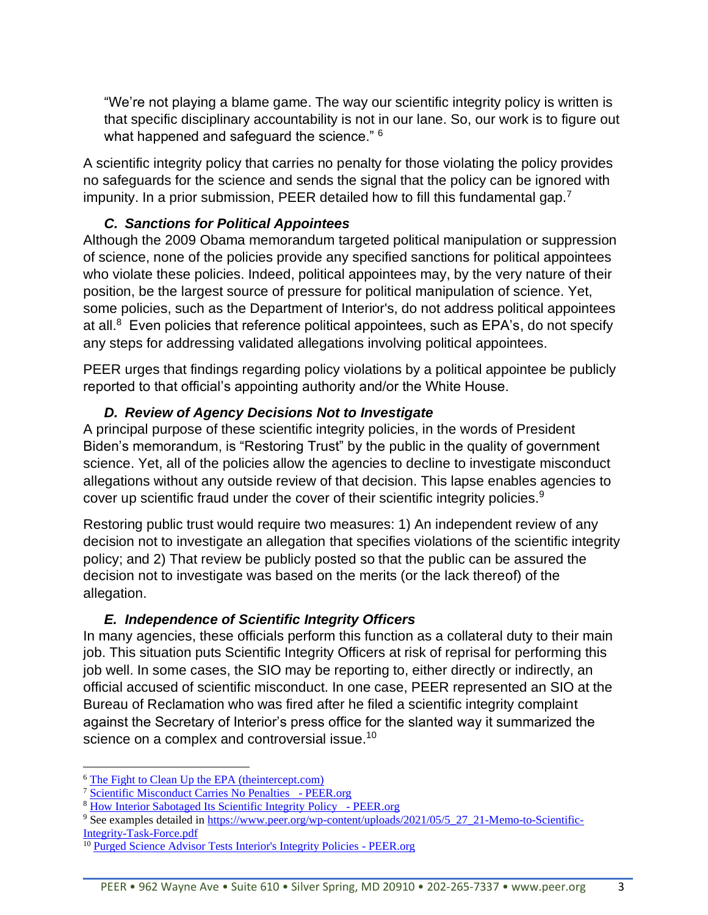"We're not playing a blame game. The way our scientific integrity policy is written is that specific disciplinary accountability is not in our lane. So, our work is to figure out what happened and safeguard the science." [6]

A scientific integrity policy that carries no penalty for those violating the policy provides no safeguards for the science and sends the signal that the policy can be ignored with impunity. In a prior submission, PEER detailed how to fill this fundamental gap.[7]

### *C. Sanctions for Political Appointees*

Although the 2009 Obama memorandum targeted political manipulation or suppression of science, none of the policies provide any specified sanctions for political appointees who violate these policies. Indeed, political appointees may, by the very nature of their position, be the largest source of pressure for political manipulation of science. Yet, some policies, such as the Department of Interior's, do not address political appointees at all.[8] Even policies that reference political appointees, such as EPA's, do not specify any steps for addressing validated allegations involving political appointees.

PEER urges that findings regarding policy violations by a political appointee be publicly reported to that official's appointing authority and/or the White House.

### *D. Review of Agency Decisions Not to Investigate*

A principal purpose of these scientific integrity policies, in the words of President Biden's memorandum, is "Restoring Trust" by the public in the quality of government science. Yet, all of the policies allow the agencies to decline to investigate misconduct allegations without any outside review of that decision. This lapse enables agencies to cover up scientific fraud under the cover of their scientific integrity policies.[9]

Restoring public trust would require two measures: 1) An independent review of any decision not to investigate an allegation that specifies violations of the scientific integrity policy; and 2) That review be publicly posted so that the public can be assured the decision not to investigate was based on the merits (or the lack thereof) of the allegation.

### *E. Independence of Scientific Integrity Officers*

In many agencies, these officials perform this function as a collateral duty to their main job. This situation puts Scientific Integrity Officers at risk of reprisal for performing this job well. In some cases, the SIO may be reporting to, either directly or indirectly, an official accused of scientific misconduct. In one case, PEER represented an SIO at the Bureau of Reclamation who was fired after he filed a scientific integrity complaint against the Secretary of Interior's press office for the slanted way it summarized the science on a complex and controversial issue.[10]

---

[6] The Fight to Clean Up the EPA (theintercept.com)

[7] Scientific Misconduct Carries No Penalties - PEER.org

[8] How Interior Sabotaged Its Scientific Integrity Policy - PEER.org

[9] See examples detailed in https://www.peer.org/wp-content/uploads/2021/05/5_27_21-Memo-to-Scientific-Integrity-Task-Force.pdf

[10] Purged Science Advisor Tests Interior's Integrity Policies - PEER.org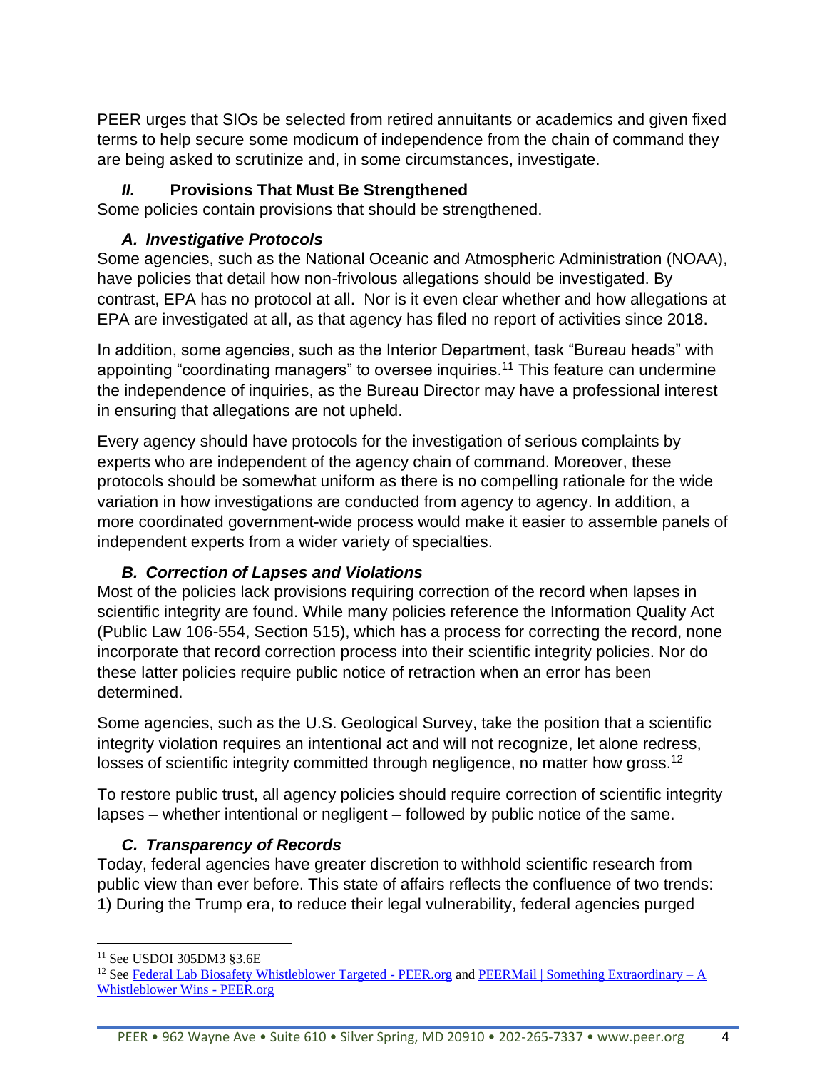PEER urges that SIOs be selected from retired annuitants or academics and given fixed terms to help secure some modicum of independence from the chain of command they are being asked to scrutinize and, in some circumstances, investigate.

## *II.* Provisions That Must Be Strengthened

Some policies contain provisions that should be strengthened.

### *A. Investigative Protocols*

Some agencies, such as the National Oceanic and Atmospheric Administration (NOAA), have policies that detail how non-frivolous allegations should be investigated. By contrast, EPA has no protocol at all. Nor is it even clear whether and how allegations at EPA are investigated at all, as that agency has filed no report of activities since 2018.

In addition, some agencies, such as the Interior Department, task "Bureau heads" with appointing "coordinating managers" to oversee inquiries.[11] This feature can undermine the independence of inquiries, as the Bureau Director may have a professional interest in ensuring that allegations are not upheld.

Every agency should have protocols for the investigation of serious complaints by experts who are independent of the agency chain of command. Moreover, these protocols should be somewhat uniform as there is no compelling rationale for the wide variation in how investigations are conducted from agency to agency. In addition, a more coordinated government-wide process would make it easier to assemble panels of independent experts from a wider variety of specialties.

### *B. Correction of Lapses and Violations*

Most of the policies lack provisions requiring correction of the record when lapses in scientific integrity are found. While many policies reference the Information Quality Act (Public Law 106-554, Section 515), which has a process for correcting the record, none incorporate that record correction process into their scientific integrity policies. Nor do these latter policies require public notice of retraction when an error has been determined.

Some agencies, such as the U.S. Geological Survey, take the position that a scientific integrity violation requires an intentional act and will not recognize, let alone redress, losses of scientific integrity committed through negligence, no matter how gross.[12]

To restore public trust, all agency policies should require correction of scientific integrity lapses – whether intentional or negligent – followed by public notice of the same.

### *C. Transparency of Records*

Today, federal agencies have greater discretion to withhold scientific research from public view than ever before. This state of affairs reflects the confluence of two trends: 1) During the Trump era, to reduce their legal vulnerability, federal agencies purged

---

[11] See USDOI 305DM3 §3.6E

[12] See Federal Lab Biosafety Whistleblower Targeted - PEER.org and PEERMail | Something Extraordinary – A Whistleblower Wins - PEER.org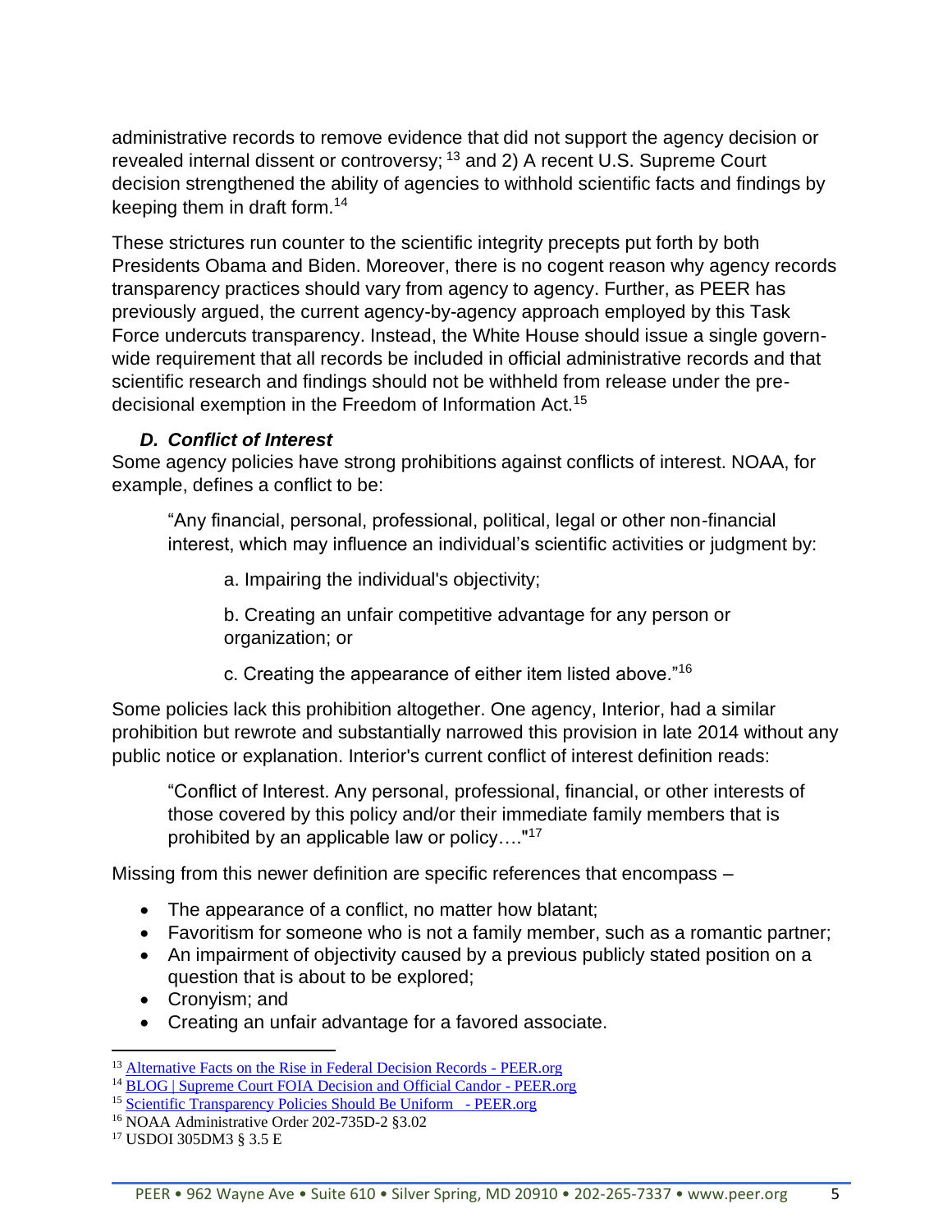administrative records to remove evidence that did not support the agency decision or revealed internal dissent or controversy; [13] and 2) A recent U.S. Supreme Court decision strengthened the ability of agencies to withhold scientific facts and findings by keeping them in draft form.[14]

These strictures run counter to the scientific integrity precepts put forth by both Presidents Obama and Biden. Moreover, there is no cogent reason why agency records transparency practices should vary from agency to agency. Further, as PEER has previously argued, the current agency-by-agency approach employed by this Task Force undercuts transparency. Instead, the White House should issue a single govern-wide requirement that all records be included in official administrative records and that scientific research and findings should not be withheld from release under the pre-decisional exemption in the Freedom of Information Act.[15]

### *D. Conflict of Interest*

Some agency policies have strong prohibitions against conflicts of interest. NOAA, for example, defines a conflict to be:

> "Any financial, personal, professional, political, legal or other non-financial interest, which may influence an individual's scientific activities or judgment by:
>
> a. Impairing the individual's objectivity;
>
> b. Creating an unfair competitive advantage for any person or organization; or
>
> c. Creating the appearance of either item listed above."[16]

Some policies lack this prohibition altogether. One agency, Interior, had a similar prohibition but rewrote and substantially narrowed this provision in late 2014 without any public notice or explanation. Interior's current conflict of interest definition reads:

> "Conflict of Interest. Any personal, professional, financial, or other interests of those covered by this policy and/or their immediate family members that is prohibited by an applicable law or policy…."[17]

Missing from this newer definition are specific references that encompass –

- The appearance of a conflict, no matter how blatant;
- Favoritism for someone who is not a family member, such as a romantic partner;
- An impairment of objectivity caused by a previous publicly stated position on a question that is about to be explored;
- Cronyism; and
- Creating an unfair advantage for a favored associate.

---

[13] Alternative Facts on the Rise in Federal Decision Records - PEER.org
[14] BLOG | Supreme Court FOIA Decision and Official Candor - PEER.org
[15] Scientific Transparency Policies Should Be Uniform - PEER.org
[16] NOAA Administrative Order 202-735D-2 §3.02
[17] USDOI 305DM3 § 3.5 E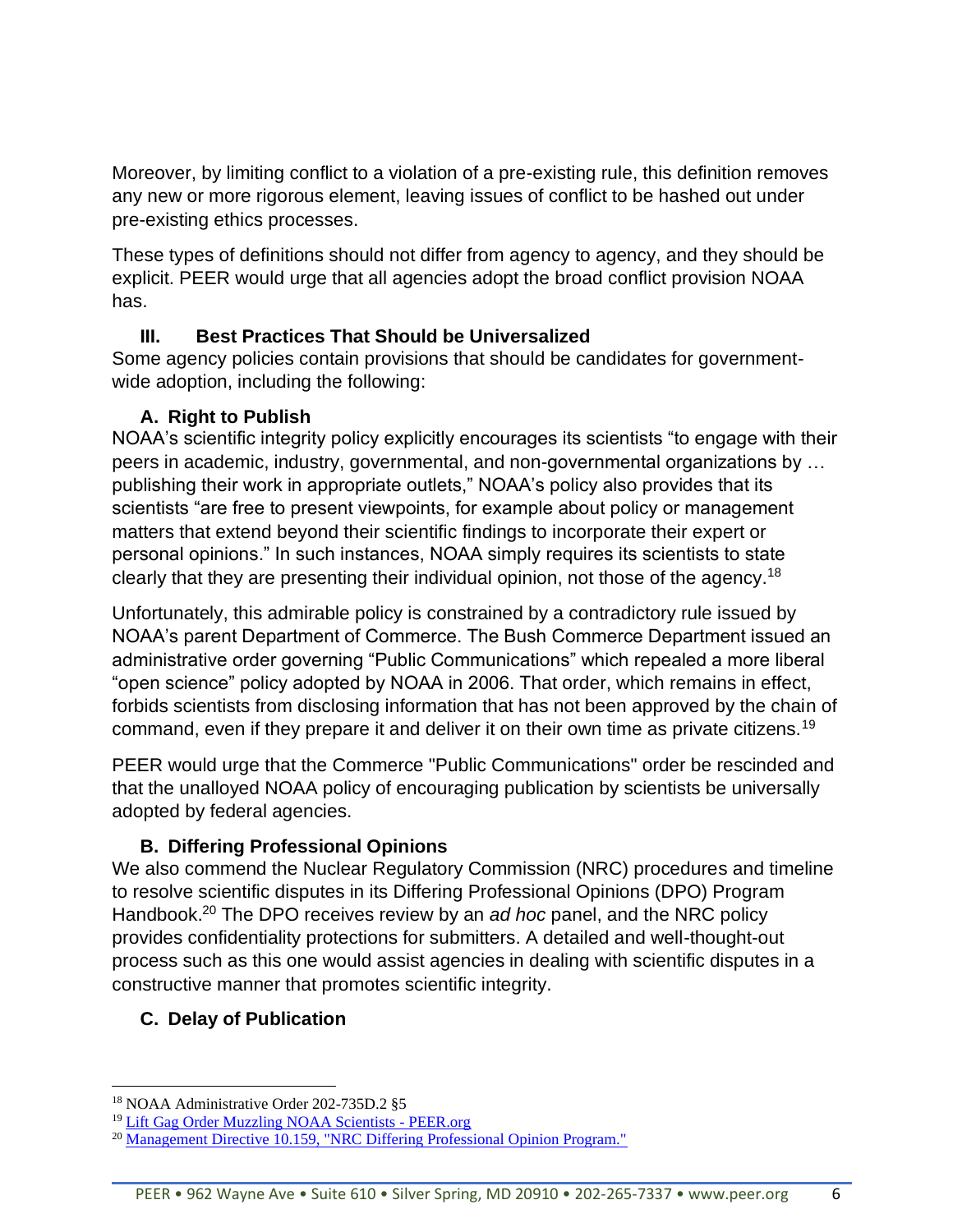Moreover, by limiting conflict to a violation of a pre-existing rule, this definition removes any new or more rigorous element, leaving issues of conflict to be hashed out under pre-existing ethics processes.

These types of definitions should not differ from agency to agency, and they should be explicit. PEER would urge that all agencies adopt the broad conflict provision NOAA has.

## III. Best Practices That Should be Universalized

Some agency policies contain provisions that should be candidates for government-wide adoption, including the following:

### A. Right to Publish

NOAA's scientific integrity policy explicitly encourages its scientists "to engage with their peers in academic, industry, governmental, and non-governmental organizations by … publishing their work in appropriate outlets," NOAA's policy also provides that its scientists "are free to present viewpoints, for example about policy or management matters that extend beyond their scientific findings to incorporate their expert or personal opinions." In such instances, NOAA simply requires its scientists to state clearly that they are presenting their individual opinion, not those of the agency.[18]

Unfortunately, this admirable policy is constrained by a contradictory rule issued by NOAA's parent Department of Commerce. The Bush Commerce Department issued an administrative order governing "Public Communications" which repealed a more liberal "open science" policy adopted by NOAA in 2006. That order, which remains in effect, forbids scientists from disclosing information that has not been approved by the chain of command, even if they prepare it and deliver it on their own time as private citizens.[19]

PEER would urge that the Commerce "Public Communications" order be rescinded and that the unalloyed NOAA policy of encouraging publication by scientists be universally adopted by federal agencies.

### B. Differing Professional Opinions

We also commend the Nuclear Regulatory Commission (NRC) procedures and timeline to resolve scientific disputes in its Differing Professional Opinions (DPO) Program Handbook.[20] The DPO receives review by an *ad hoc* panel, and the NRC policy provides confidentiality protections for submitters. A detailed and well-thought-out process such as this one would assist agencies in dealing with scientific disputes in a constructive manner that promotes scientific integrity.

### C. Delay of Publication

---

[18] NOAA Administrative Order 202-735D.2 §5

[19] Lift Gag Order Muzzling NOAA Scientists - PEER.org

[20] Management Directive 10.159, "NRC Differing Professional Opinion Program."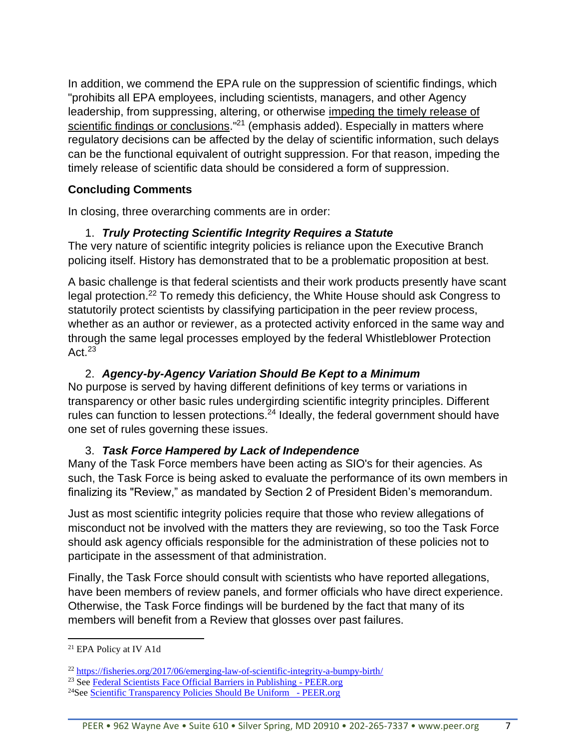In addition, we commend the EPA rule on the suppression of scientific findings, which "prohibits all EPA employees, including scientists, managers, and other Agency leadership, from suppressing, altering, or otherwise impeding the timely release of scientific findings or conclusions."[21] (emphasis added). Especially in matters where regulatory decisions can be affected by the delay of scientific information, such delays can be the functional equivalent of outright suppression. For that reason, impeding the timely release of scientific data should be considered a form of suppression.

**Concluding Comments**

In closing, three overarching comments are in order:

1. ***Truly Protecting Scientific Integrity Requires a Statute***

The very nature of scientific integrity policies is reliance upon the Executive Branch policing itself. History has demonstrated that to be a problematic proposition at best.

A basic challenge is that federal scientists and their work products presently have scant legal protection.[22] To remedy this deficiency, the White House should ask Congress to statutorily protect scientists by classifying participation in the peer review process, whether as an author or reviewer, as a protected activity enforced in the same way and through the same legal processes employed by the federal Whistleblower Protection Act.[23]

2. ***Agency-by-Agency Variation Should Be Kept to a Minimum***

No purpose is served by having different definitions of key terms or variations in transparency or other basic rules undergirding scientific integrity principles. Different rules can function to lessen protections.[24] Ideally, the federal government should have one set of rules governing these issues.

3. ***Task Force Hampered by Lack of Independence***

Many of the Task Force members have been acting as SIO's for their agencies. As such, the Task Force is being asked to evaluate the performance of its own members in finalizing its "Review," as mandated by Section 2 of President Biden's memorandum.

Just as most scientific integrity policies require that those who review allegations of misconduct not be involved with the matters they are reviewing, so too the Task Force should ask agency officials responsible for the administration of these policies not to participate in the assessment of that administration.

Finally, the Task Force should consult with scientists who have reported allegations, have been members of review panels, and former officials who have direct experience. Otherwise, the Task Force findings will be burdened by the fact that many of its members will benefit from a Review that glosses over past failures.

---

[21] EPA Policy at IV A1d

[22] https://fisheries.org/2017/06/emerging-law-of-scientific-integrity-a-bumpy-birth/

[23] See Federal Scientists Face Official Barriers in Publishing - PEER.org

[24] See Scientific Transparency Policies Should Be Uniform - PEER.org

PEER • 962 Wayne Ave • Suite 610 • Silver Spring, MD 20910 • 202-265-7337 • www.peer.org